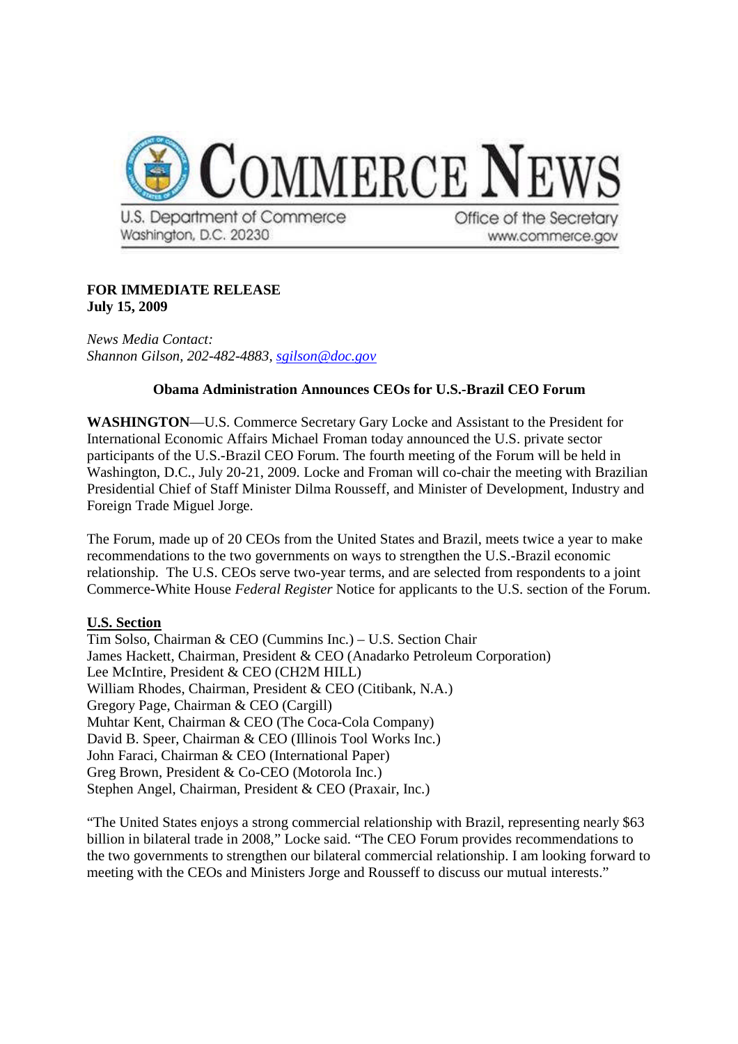# COMMERCE NEWS

U.S. Department of Commerce
Washington, D.C. 20230

Office of the Secretary
www.commerce.gov

**FOR IMMEDIATE RELEASE**
**July 15, 2009**

*News Media Contact:*
*Shannon Gilson, 202-482-4883, [sgilson@doc.gov](mailto:sgilson@doc.gov)*

**Obama Administration Announces CEOs for U.S.-Brazil CEO Forum**

**WASHINGTON**—U.S. Commerce Secretary Gary Locke and Assistant to the President for International Economic Affairs Michael Froman today announced the U.S. private sector participants of the U.S.-Brazil CEO Forum. The fourth meeting of the Forum will be held in Washington, D.C., July 20-21, 2009. Locke and Froman will co-chair the meeting with Brazilian Presidential Chief of Staff Minister Dilma Rousseff, and Minister of Development, Industry and Foreign Trade Miguel Jorge.

The Forum, made up of 20 CEOs from the United States and Brazil, meets twice a year to make recommendations to the two governments on ways to strengthen the U.S.-Brazil economic relationship. The U.S. CEOs serve two-year terms, and are selected from respondents to a joint Commerce-White House *Federal Register* Notice for applicants to the U.S. section of the Forum.

**U.S. Section**

Tim Solso, Chairman & CEO (Cummins Inc.) – U.S. Section Chair
James Hackett, Chairman, President & CEO (Anadarko Petroleum Corporation)
Lee McIntire, President & CEO (CH2M HILL)
William Rhodes, Chairman, President & CEO (Citibank, N.A.)
Gregory Page, Chairman & CEO (Cargill)
Muhtar Kent, Chairman & CEO (The Coca-Cola Company)
David B. Speer, Chairman & CEO (Illinois Tool Works Inc.)
John Faraci, Chairman & CEO (International Paper)
Greg Brown, President & Co-CEO (Motorola Inc.)
Stephen Angel, Chairman, President & CEO (Praxair, Inc.)

"The United States enjoys a strong commercial relationship with Brazil, representing nearly $63 billion in bilateral trade in 2008," Locke said. "The CEO Forum provides recommendations to the two governments to strengthen our bilateral commercial relationship. I am looking forward to meeting with the CEOs and Ministers Jorge and Rousseff to discuss our mutual interests."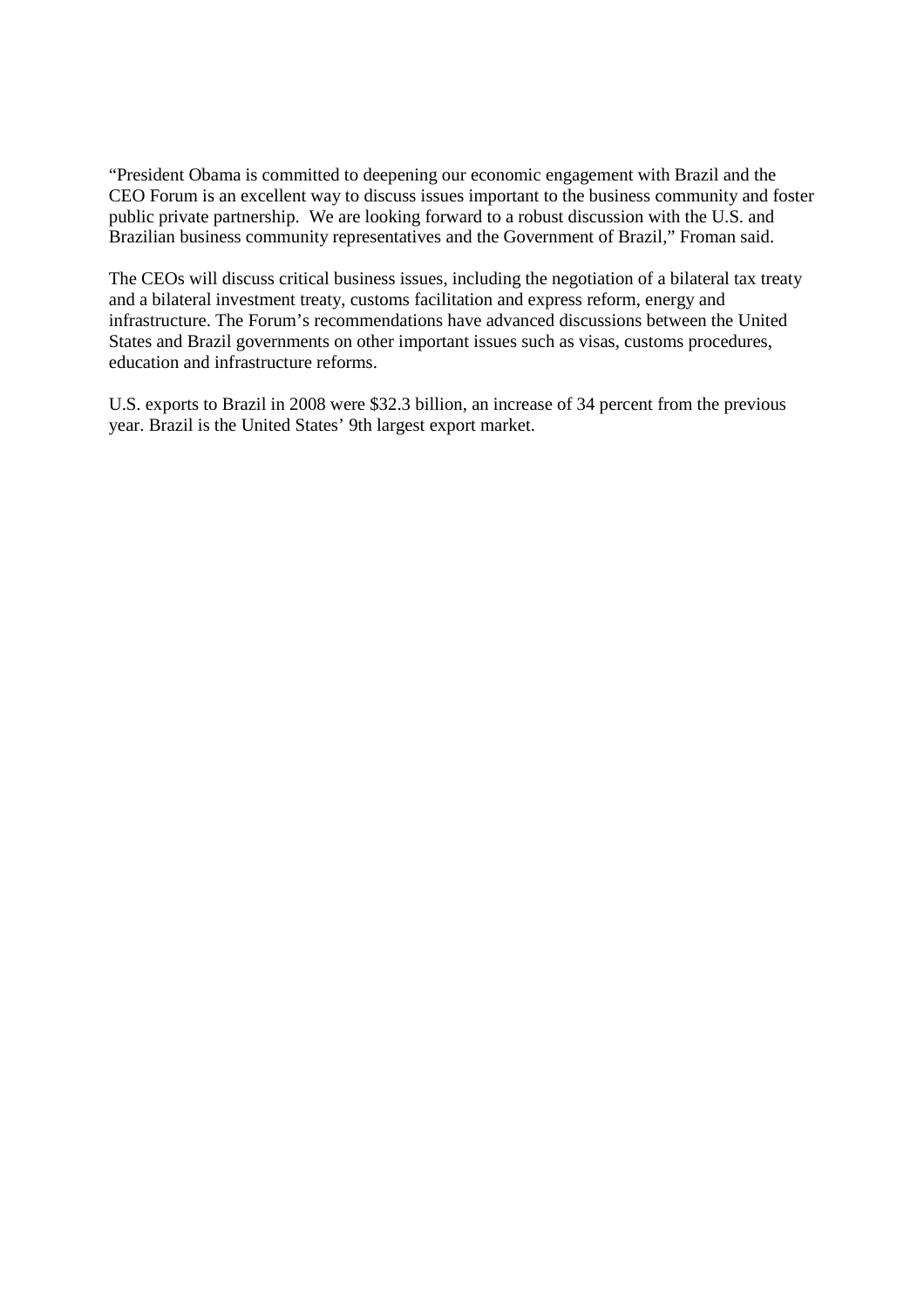"President Obama is committed to deepening our economic engagement with Brazil and the CEO Forum is an excellent way to discuss issues important to the business community and foster public private partnership. We are looking forward to a robust discussion with the U.S. and Brazilian business community representatives and the Government of Brazil," Froman said.

The CEOs will discuss critical business issues, including the negotiation of a bilateral tax treaty and a bilateral investment treaty, customs facilitation and express reform, energy and infrastructure. The Forum's recommendations have advanced discussions between the United States and Brazil governments on other important issues such as visas, customs procedures, education and infrastructure reforms.

U.S. exports to Brazil in 2008 were $32.3 billion, an increase of 34 percent from the previous year. Brazil is the United States' 9th largest export market.